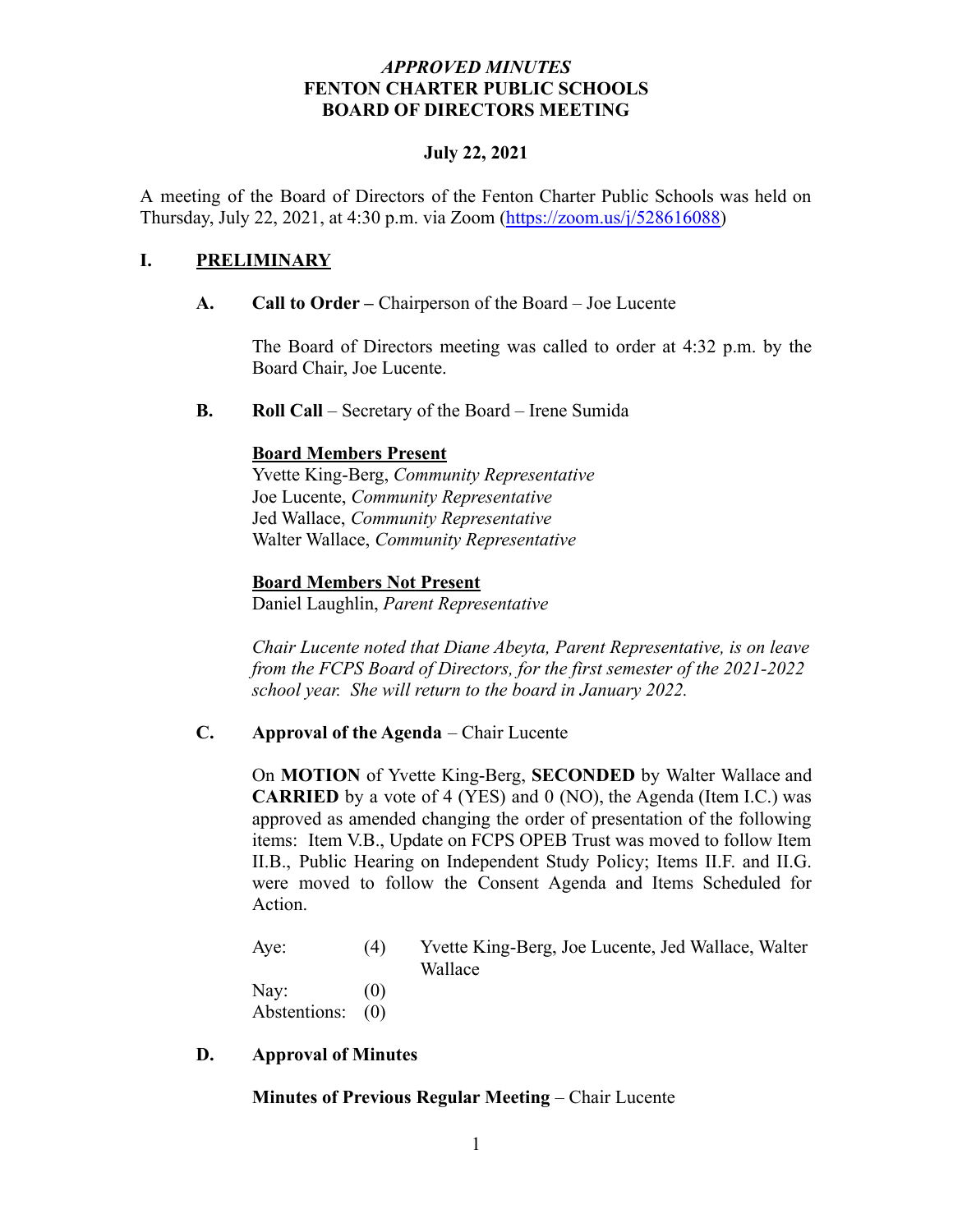***APPROVED MINUTES***
**FENTON CHARTER PUBLIC SCHOOLS**
**BOARD OF DIRECTORS MEETING**

**July 22, 2021**

A meeting of the Board of Directors of the Fenton Charter Public Schools was held on Thursday, July 22, 2021, at 4:30 p.m. via Zoom (https://zoom.us/j/528616088)

## I. PRELIMINARY

### A. Call to Order – Chairperson of the Board – Joe Lucente

The Board of Directors meeting was called to order at 4:32 p.m. by the Board Chair, Joe Lucente.

### B. Roll Call – Secretary of the Board – Irene Sumida

**Board Members Present**
Yvette King-Berg, *Community Representative*
Joe Lucente, *Community Representative*
Jed Wallace, *Community Representative*
Walter Wallace, *Community Representative*

**Board Members Not Present**
Daniel Laughlin, *Parent Representative*

*Chair Lucente noted that Diane Abeyta, Parent Representative, is on leave from the FCPS Board of Directors, for the first semester of the 2021-2022 school year. She will return to the board in January 2022.*

### C. Approval of the Agenda – Chair Lucente

On **MOTION** of Yvette King-Berg, **SECONDED** by Walter Wallace and **CARRIED** by a vote of 4 (YES) and 0 (NO), the Agenda (Item I.C.) was approved as amended changing the order of presentation of the following items: Item V.B., Update on FCPS OPEB Trust was moved to follow Item II.B., Public Hearing on Independent Study Policy; Items II.F. and II.G. were moved to follow the Consent Agenda and Items Scheduled for Action.

| | | |
|---|---|---|
| Aye: | (4) | Yvette King-Berg, Joe Lucente, Jed Wallace, Walter Wallace |
| Nay: | (0) | |
| Abstentions: | (0) | |

### D. Approval of Minutes

**Minutes of Previous Regular Meeting** – Chair Lucente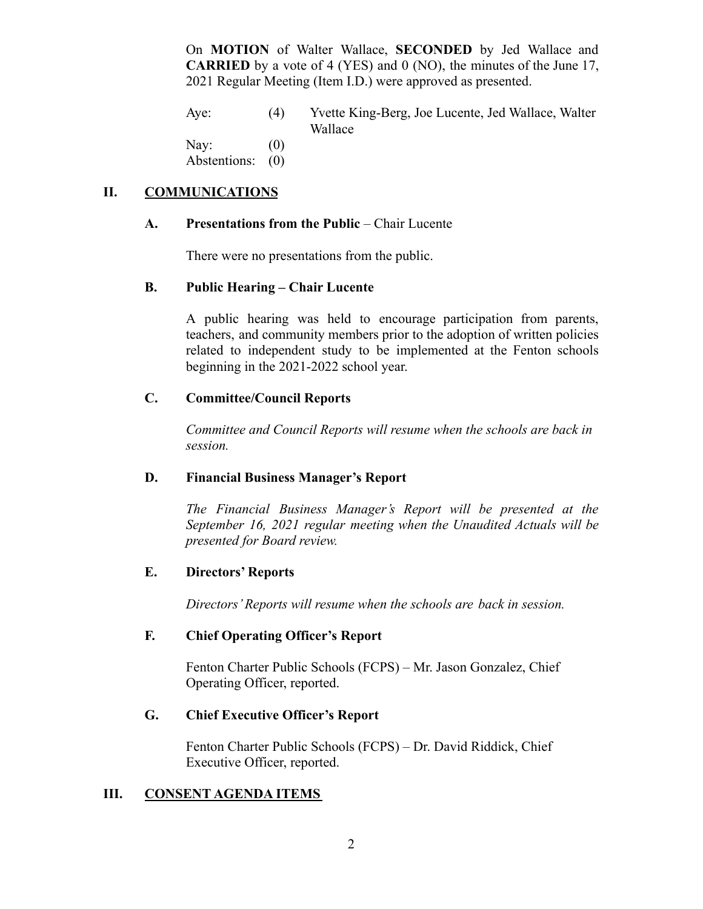On **MOTION** of Walter Wallace, **SECONDED** by Jed Wallace and **CARRIED** by a vote of 4 (YES) and 0 (NO), the minutes of the June 17, 2021 Regular Meeting (Item I.D.) were approved as presented.

| | | |
|---|---|---|
| Aye: | (4) | Yvette King-Berg, Joe Lucente, Jed Wallace, Walter Wallace |
| Nay: | (0) | |
| Abstentions: | (0) | |

## II. COMMUNICATIONS

### A. Presentations from the Public – Chair Lucente

There were no presentations from the public.

### B. Public Hearing – Chair Lucente

A public hearing was held to encourage participation from parents, teachers, and community members prior to the adoption of written policies related to independent study to be implemented at the Fenton schools beginning in the 2021-2022 school year.

### C. Committee/Council Reports

*Committee and Council Reports will resume when the schools are back in session.*

### D. Financial Business Manager's Report

*The Financial Business Manager's Report will be presented at the September 16, 2021 regular meeting when the Unaudited Actuals will be presented for Board review.*

### E. Directors' Reports

*Directors' Reports will resume when the schools are back in session.*

### F. Chief Operating Officer's Report

Fenton Charter Public Schools (FCPS) – Mr. Jason Gonzalez, Chief Operating Officer, reported.

### G. Chief Executive Officer's Report

Fenton Charter Public Schools (FCPS) – Dr. David Riddick, Chief Executive Officer, reported.

## III. CONSENT AGENDA ITEMS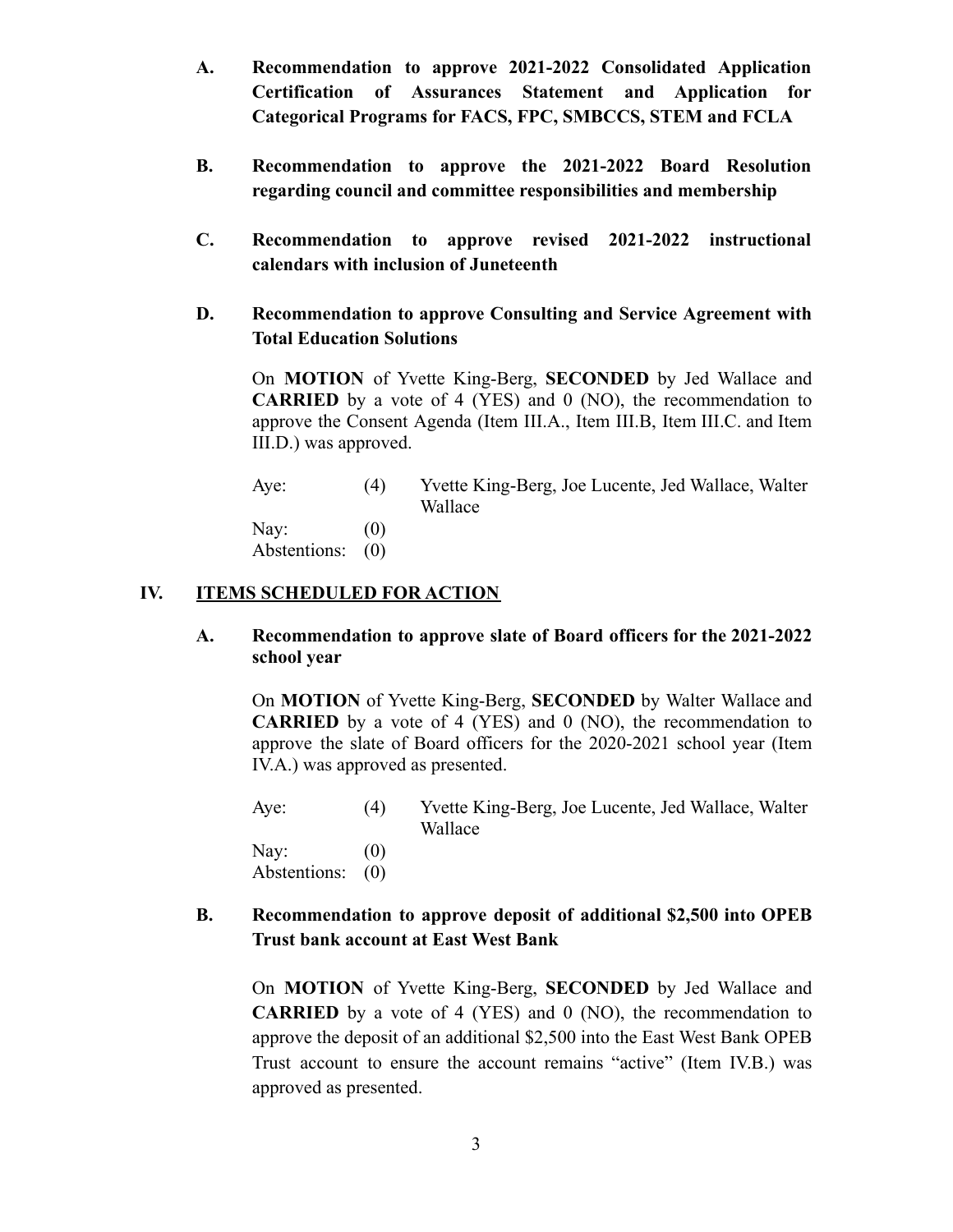**A. Recommendation to approve 2021-2022 Consolidated Application Certification of Assurances Statement and Application for Categorical Programs for FACS, FPC, SMBCCS, STEM and FCLA**

**B. Recommendation to approve the 2021-2022 Board Resolution regarding council and committee responsibilities and membership**

**C. Recommendation to approve revised 2021-2022 instructional calendars with inclusion of Juneteenth**

**D. Recommendation to approve Consulting and Service Agreement with Total Education Solutions**

On **MOTION** of Yvette King-Berg, **SECONDED** by Jed Wallace and **CARRIED** by a vote of 4 (YES) and 0 (NO), the recommendation to approve the Consent Agenda (Item III.A., Item III.B, Item III.C. and Item III.D.) was approved.

| | | |
|---|---|---|
| Aye: | (4) | Yvette King-Berg, Joe Lucente, Jed Wallace, Walter Wallace |
| Nay: | (0) | |
| Abstentions: | (0) | |

## IV. <u>ITEMS SCHEDULED FOR ACTION</u>

**A. Recommendation to approve slate of Board officers for the 2021-2022 school year**

On **MOTION** of Yvette King-Berg, **SECONDED** by Walter Wallace and **CARRIED** by a vote of 4 (YES) and 0 (NO), the recommendation to approve the slate of Board officers for the 2020-2021 school year (Item IV.A.) was approved as presented.

| | | |
|---|---|---|
| Aye: | (4) | Yvette King-Berg, Joe Lucente, Jed Wallace, Walter Wallace |
| Nay: | (0) | |
| Abstentions: | (0) | |

**B. Recommendation to approve deposit of additional $2,500 into OPEB Trust bank account at East West Bank**

On **MOTION** of Yvette King-Berg, **SECONDED** by Jed Wallace and **CARRIED** by a vote of 4 (YES) and 0 (NO), the recommendation to approve the deposit of an additional $2,500 into the East West Bank OPEB Trust account to ensure the account remains "active" (Item IV.B.) was approved as presented.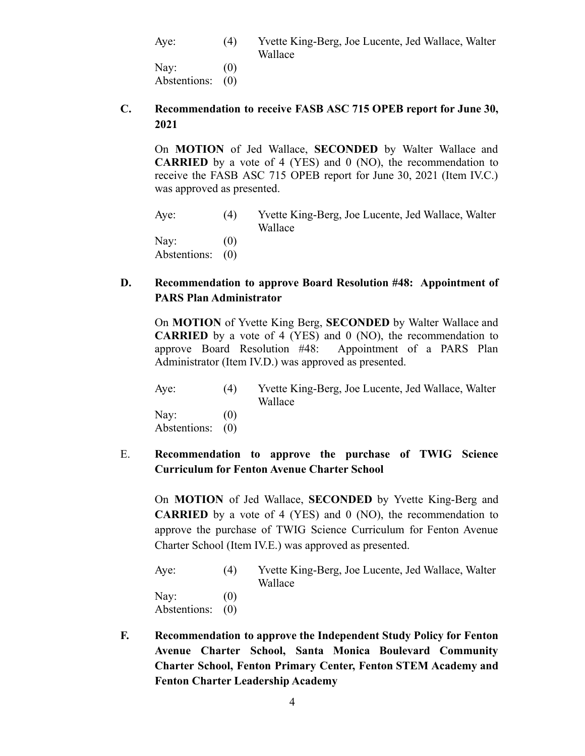| | | |
|---|---|---|
| Aye: | (4) | Yvette King-Berg, Joe Lucente, Jed Wallace, Walter Wallace |
| Nay: | (0) | |
| Abstentions: | (0) | |

**C. Recommendation to receive FASB ASC 715 OPEB report for June 30, 2021**

On **MOTION** of Jed Wallace, **SECONDED** by Walter Wallace and **CARRIED** by a vote of 4 (YES) and 0 (NO), the recommendation to receive the FASB ASC 715 OPEB report for June 30, 2021 (Item IV.C.) was approved as presented.

| | | |
|---|---|---|
| Aye: | (4) | Yvette King-Berg, Joe Lucente, Jed Wallace, Walter Wallace |
| Nay: | (0) | |
| Abstentions: | (0) | |

**D. Recommendation to approve Board Resolution #48: Appointment of PARS Plan Administrator**

On **MOTION** of Yvette King Berg, **SECONDED** by Walter Wallace and **CARRIED** by a vote of 4 (YES) and 0 (NO), the recommendation to approve Board Resolution #48: Appointment of a PARS Plan Administrator (Item IV.D.) was approved as presented.

| | | |
|---|---|---|
| Aye: | (4) | Yvette King-Berg, Joe Lucente, Jed Wallace, Walter Wallace |
| Nay: | (0) | |
| Abstentions: | (0) | |

E. **Recommendation to approve the purchase of TWIG Science Curriculum for Fenton Avenue Charter School**

On **MOTION** of Jed Wallace, **SECONDED** by Yvette King-Berg and **CARRIED** by a vote of 4 (YES) and 0 (NO), the recommendation to approve the purchase of TWIG Science Curriculum for Fenton Avenue Charter School (Item IV.E.) was approved as presented.

| | | |
|---|---|---|
| Aye: | (4) | Yvette King-Berg, Joe Lucente, Jed Wallace, Walter Wallace |
| Nay: | (0) | |
| Abstentions: | (0) | |

**F. Recommendation to approve the Independent Study Policy for Fenton Avenue Charter School, Santa Monica Boulevard Community Charter School, Fenton Primary Center, Fenton STEM Academy and Fenton Charter Leadership Academy**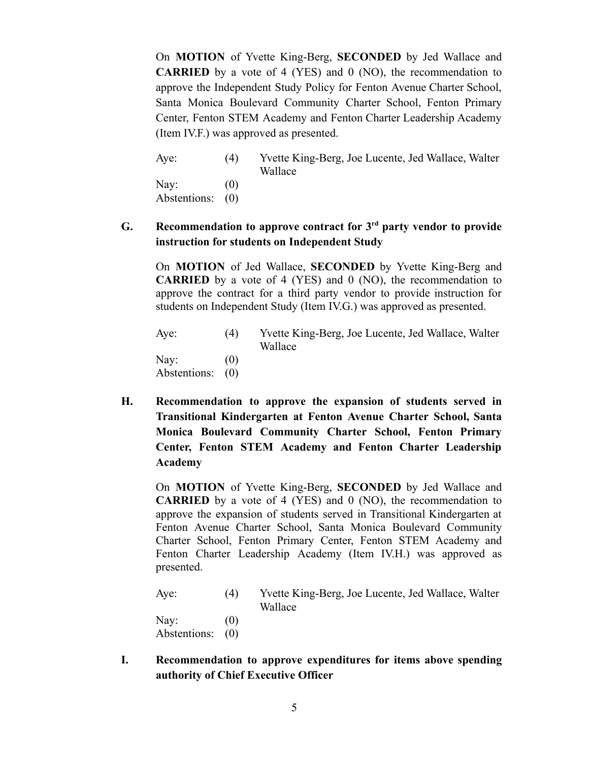On **MOTION** of Yvette King-Berg, **SECONDED** by Jed Wallace and **CARRIED** by a vote of 4 (YES) and 0 (NO), the recommendation to approve the Independent Study Policy for Fenton Avenue Charter School, Santa Monica Boulevard Community Charter School, Fenton Primary Center, Fenton STEM Academy and Fenton Charter Leadership Academy (Item IV.F.) was approved as presented.

| | | |
|---|---|---|
| Aye: | (4) | Yvette King-Berg, Joe Lucente, Jed Wallace, Walter Wallace |
| Nay: | (0) | |
| Abstentions: | (0) | |

**G. Recommendation to approve contract for 3rd party vendor to provide instruction for students on Independent Study**

On **MOTION** of Jed Wallace, **SECONDED** by Yvette King-Berg and **CARRIED** by a vote of 4 (YES) and 0 (NO), the recommendation to approve the contract for a third party vendor to provide instruction for students on Independent Study (Item IV.G.) was approved as presented.

| | | |
|---|---|---|
| Aye: | (4) | Yvette King-Berg, Joe Lucente, Jed Wallace, Walter Wallace |
| Nay: | (0) | |
| Abstentions: | (0) | |

**H. Recommendation to approve the expansion of students served in Transitional Kindergarten at Fenton Avenue Charter School, Santa Monica Boulevard Community Charter School, Fenton Primary Center, Fenton STEM Academy and Fenton Charter Leadership Academy**

On **MOTION** of Yvette King-Berg, **SECONDED** by Jed Wallace and **CARRIED** by a vote of 4 (YES) and 0 (NO), the recommendation to approve the expansion of students served in Transitional Kindergarten at Fenton Avenue Charter School, Santa Monica Boulevard Community Charter School, Fenton Primary Center, Fenton STEM Academy and Fenton Charter Leadership Academy (Item IV.H.) was approved as presented.

| | | |
|---|---|---|
| Aye: | (4) | Yvette King-Berg, Joe Lucente, Jed Wallace, Walter Wallace |
| Nay: | (0) | |
| Abstentions: | (0) | |

**I. Recommendation to approve expenditures for items above spending authority of Chief Executive Officer**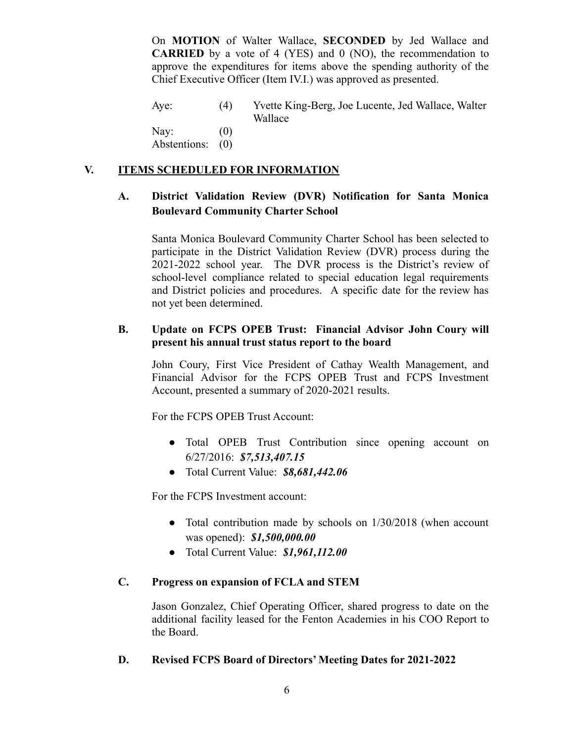On **MOTION** of Walter Wallace, **SECONDED** by Jed Wallace and **CARRIED** by a vote of 4 (YES) and 0 (NO), the recommendation to approve the expenditures for items above the spending authority of the Chief Executive Officer (Item IV.I.) was approved as presented.

| | | |
|---|---|---|
| Aye: | (4) | Yvette King-Berg, Joe Lucente, Jed Wallace, Walter Wallace |
| Nay: | (0) | |
| Abstentions: | (0) | |

## V. ITEMS SCHEDULED FOR INFORMATION

### A. District Validation Review (DVR) Notification for Santa Monica Boulevard Community Charter School

Santa Monica Boulevard Community Charter School has been selected to participate in the District Validation Review (DVR) process during the 2021-2022 school year. The DVR process is the District's review of school-level compliance related to special education legal requirements and District policies and procedures. A specific date for the review has not yet been determined.

### B. Update on FCPS OPEB Trust: Financial Advisor John Coury will present his annual trust status report to the board

John Coury, First Vice President of Cathay Wealth Management, and Financial Advisor for the FCPS OPEB Trust and FCPS Investment Account, presented a summary of 2020-2021 results.

For the FCPS OPEB Trust Account:

- Total OPEB Trust Contribution since opening account on 6/27/2016: ***$7,513,407.15***
- Total Current Value: ***$8,681,442.06***

For the FCPS Investment account:

- Total contribution made by schools on 1/30/2018 (when account was opened): ***$1,500,000.00***
- Total Current Value: ***$1,961,112.00***

### C. Progress on expansion of FCLA and STEM

Jason Gonzalez, Chief Operating Officer, shared progress to date on the additional facility leased for the Fenton Academies in his COO Report to the Board.

### D. Revised FCPS Board of Directors' Meeting Dates for 2021-2022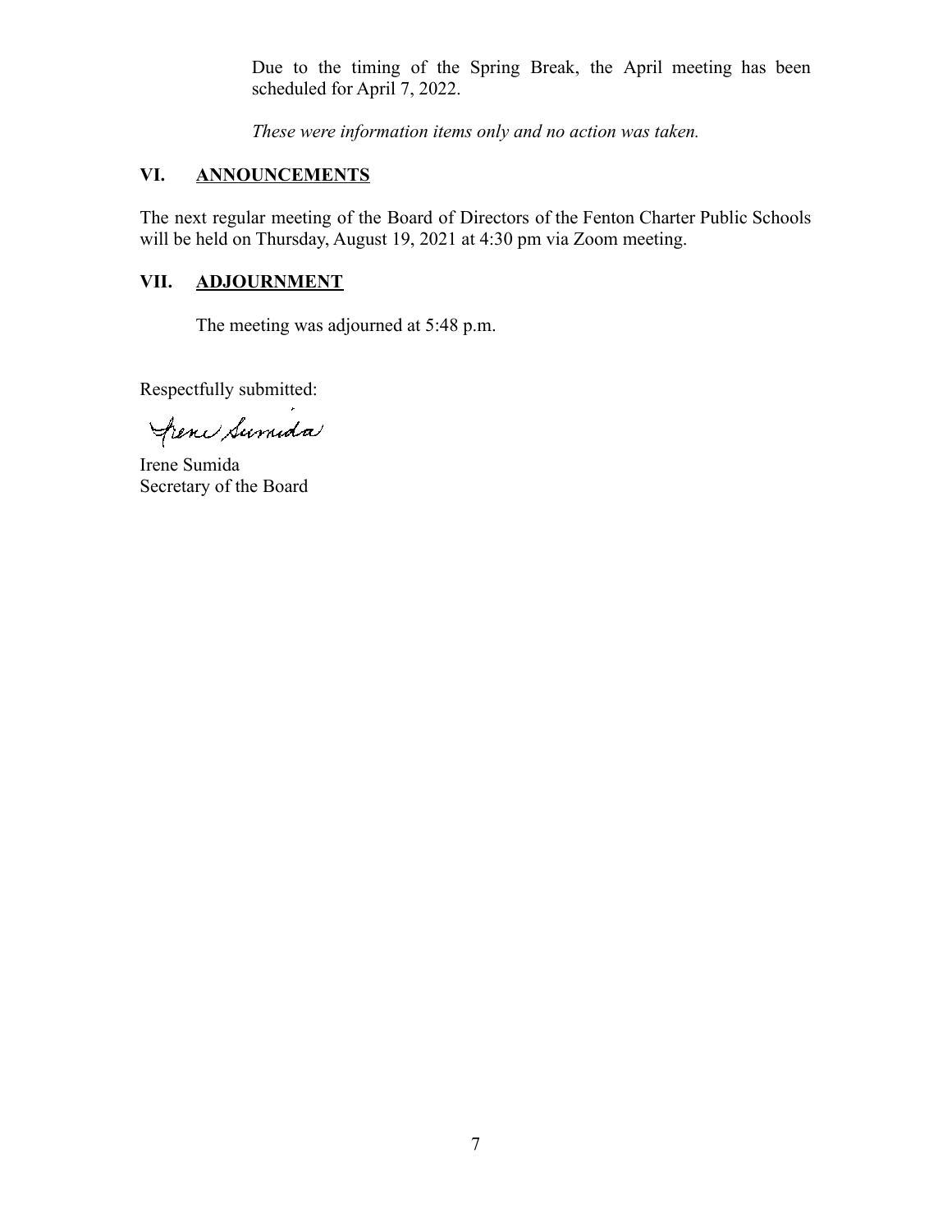Due to the timing of the Spring Break, the April meeting has been scheduled for April 7, 2022.

*These were information items only and no action was taken.*

## VI. ANNOUNCEMENTS

The next regular meeting of the Board of Directors of the Fenton Charter Public Schools will be held on Thursday, August 19, 2021 at 4:30 pm via Zoom meeting.

## VII. ADJOURNMENT

The meeting was adjourned at 5:48 p.m.

Respectfully submitted:

Irene Sumida
Secretary of the Board